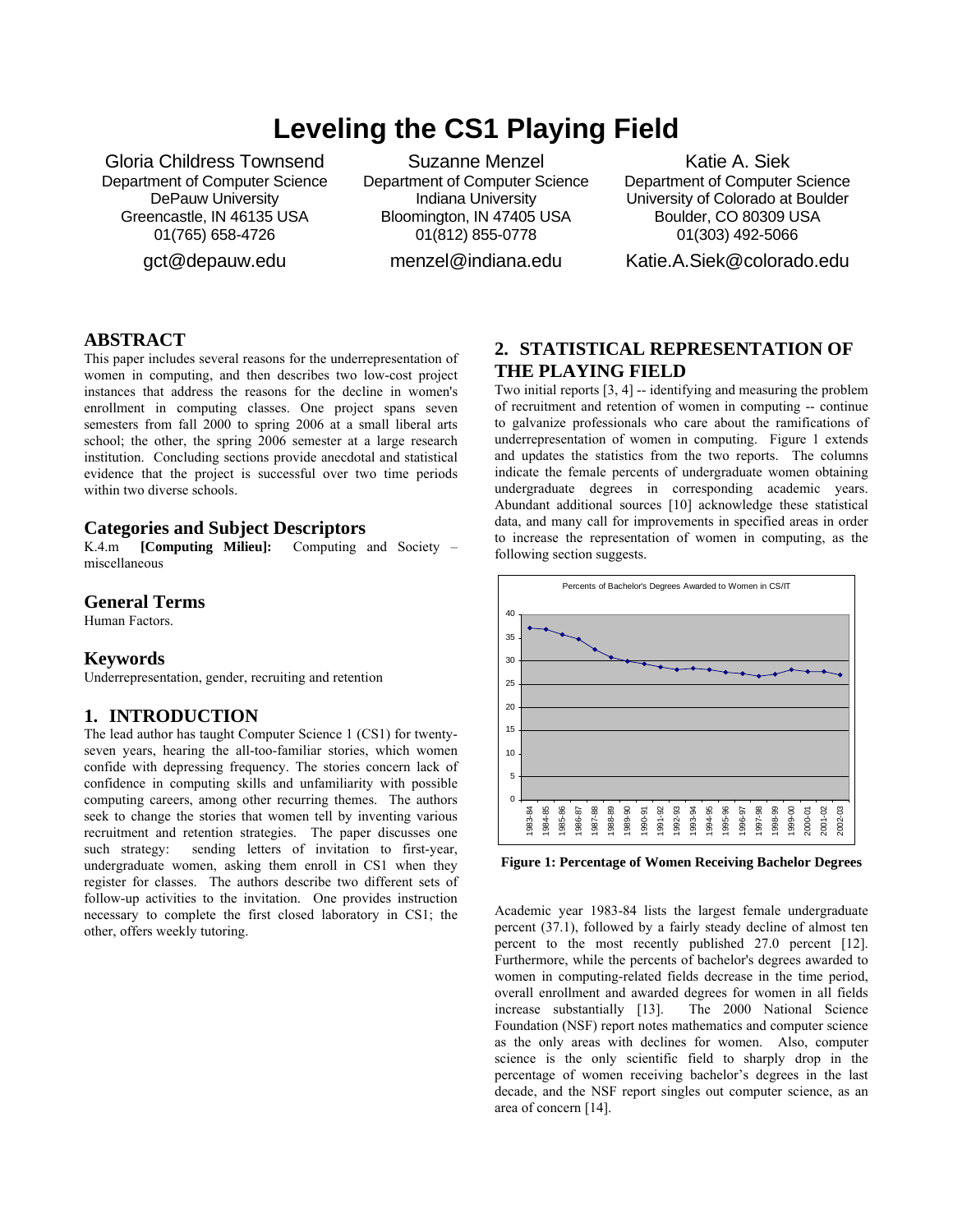# Leveling the CS1 Playing Field

Gloria Childress Townsend
Department of Computer Science
DePauw University
Greencastle, IN 46135 USA
01(765) 658-4726
gct@depauw.edu

Suzanne Menzel
Department of Computer Science
Indiana University
Bloomington, IN 47405 USA
01(812) 855-0778
menzel@indiana.edu

Katie A. Siek
Department of Computer Science
University of Colorado at Boulder
Boulder, CO 80309 USA
01(303) 492-5066
Katie.A.Siek@colorado.edu

## ABSTRACT

This paper includes several reasons for the underrepresentation of women in computing, and then describes two low-cost project instances that address the reasons for the decline in women's enrollment in computing classes. One project spans seven semesters from fall 2000 to spring 2006 at a small liberal arts school; the other, the spring 2006 semester at a large research institution. Concluding sections provide anecdotal and statistical evidence that the project is successful over two time periods within two diverse schools.

## Categories and Subject Descriptors

K.4.m **[Computing Milieu]:** Computing and Society – miscellaneous

## General Terms

Human Factors.

## Keywords

Underrepresentation, gender, recruiting and retention

## 1. INTRODUCTION

The lead author has taught Computer Science 1 (CS1) for twenty-seven years, hearing the all-too-familiar stories, which women confide with depressing frequency. The stories concern lack of confidence in computing skills and unfamiliarity with possible computing careers, among other recurring themes. The authors seek to change the stories that women tell by inventing various recruitment and retention strategies. The paper discusses one such strategy: sending letters of invitation to first-year, undergraduate women, asking them enroll in CS1 when they register for classes. The authors describe two different sets of follow-up activities to the invitation. One provides instruction necessary to complete the first closed laboratory in CS1; the other, offers weekly tutoring.

## 2. STATISTICAL REPRESENTATION OF THE PLAYING FIELD

Two initial reports [3, 4] -- identifying and measuring the problem of recruitment and retention of women in computing -- continue to galvanize professionals who care about the ramifications of underrepresentation of women in computing. Figure 1 extends and updates the statistics from the two reports. The columns indicate the female percents of undergraduate women obtaining undergraduate degrees in corresponding academic years. Abundant additional sources [10] acknowledge these statistical data, and many call for improvements in specified areas in order to increase the representation of women in computing, as the following section suggests.

Percents of Bachelor's Degrees Awarded to Women in CS/IT

(Line chart: y-axis 0–40; x-axis academic years 1983-84 through 2002-03)

**Figure 1: Percentage of Women Receiving Bachelor Degrees**

Academic year 1983-84 lists the largest female undergraduate percent (37.1), followed by a fairly steady decline of almost ten percent to the most recently published 27.0 percent [12]. Furthermore, while the percents of bachelor's degrees awarded to women in computing-related fields decrease in the time period, overall enrollment and awarded degrees for women in all fields increase substantially [13]. The 2000 National Science Foundation (NSF) report notes mathematics and computer science as the only areas with declines for women. Also, computer science is the only scientific field to sharply drop in the percentage of women receiving bachelor's degrees in the last decade, and the NSF report singles out computer science, as an area of concern [14].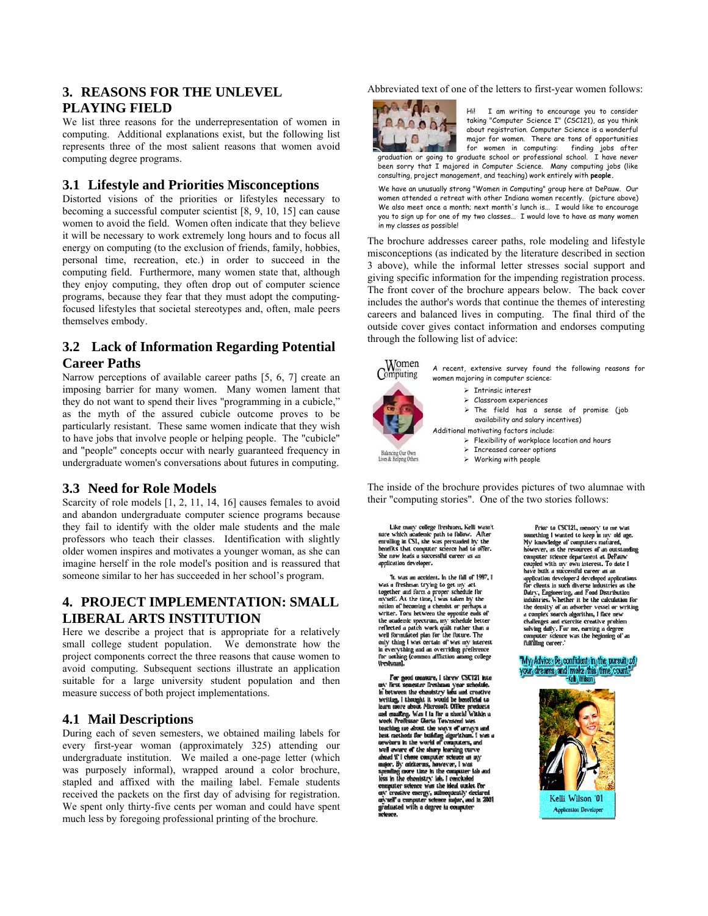## 3. REASONS FOR THE UNLEVEL PLAYING FIELD

We list three reasons for the underrepresentation of women in computing. Additional explanations exist, but the following list represents three of the most salient reasons that women avoid computing degree programs.

### 3.1 Lifestyle and Priorities Misconceptions

Distorted visions of the priorities or lifestyles necessary to becoming a successful computer scientist [8, 9, 10, 15] can cause women to avoid the field. Women often indicate that they believe it will be necessary to work extremely long hours and to focus all energy on computing (to the exclusion of friends, family, hobbies, personal time, recreation, etc.) in order to succeed in the computing field. Furthermore, many women state that, although they enjoy computing, they often drop out of computer science programs, because they fear that they must adopt the computing-focused lifestyles that societal stereotypes and, often, male peers themselves embody.

### 3.2 Lack of Information Regarding Potential Career Paths

Narrow perceptions of available career paths [5, 6, 7] create an imposing barrier for many women. Many women lament that they do not want to spend their lives "programming in a cubicle," as the myth of the assured cubicle outcome proves to be particularly resistant. These same women indicate that they wish to have jobs that involve people or helping people. The "cubicle" and "people" concepts occur with nearly guaranteed frequency in undergraduate women's conversations about futures in computing.

### 3.3 Need for Role Models

Scarcity of role models [1, 2, 11, 14, 16] causes females to avoid and abandon undergraduate computer science programs because they fail to identify with the older male students and the male professors who teach their classes. Identification with slightly older women inspires and motivates a younger woman, as she can imagine herself in the role model's position and is reassured that someone similar to her has succeeded in her school's program.

## 4. PROJECT IMPLEMENTATION: SMALL LIBERAL ARTS INSTITUTION

Here we describe a project that is appropriate for a relatively small college student population. We demonstrate how the project components correct the three reasons that cause women to avoid computing. Subsequent sections illustrate an application suitable for a large university student population and then measure success of both project implementations.

### 4.1 Mail Descriptions

During each of seven semesters, we obtained mailing labels for every first-year woman (approximately 325) attending our undergraduate institution. We mailed a one-page letter (which was purposely informal), wrapped around a color brochure, stapled and affixed with the mailing label. Female students received the packets on the first day of advising for registration. We spent only thirty-five cents per woman and could have spent much less by foregoing professional printing of the brochure.

Abbreviated text of one of the letters to first-year women follows:

> Hi! I am writing to encourage you to consider taking "Computer Science I" (CSC121), as you think about registration. Computer Science is a wonderful major for women. There are tons of opportunities for women in computing: finding jobs after graduation or going to graduate school or professional school. I have never been sorry that I majored in Computer Science. Many computing jobs (like consulting, project management, and teaching) work entirely with **people**.
>
> We have an unusually strong "Women in Computing" group here at DePauw. Our women attended a retreat with other Indiana women recently. (picture above) We also meet once a month; next month's lunch is... I would like to encourage you to sign up for one of my two classes... I would love to have as many women in my classes as possible!

The brochure addresses career paths, role modeling and lifestyle misconceptions (as indicated by the literature described in section 3 above), while the informal letter stresses social support and giving specific information for the impending registration process. The front cover of the brochure appears below. The back cover includes the author's words that continue the themes of interesting careers and balanced lives in computing. The final third of the outside cover gives contact information and endorses computing through the following list of advice:

> Women in Computing
>
> Balancing Our Own Lives & Helping Others
>
> A recent, extensive survey found the following reasons for women majoring in computer science:
>
> - Intrinsic interest
> - Classroom experiences
> - The field has a sense of promise (job availability and salary incentives)
>
> Additional motivating factors include:
>
> - Flexibility of workplace location and hours
> - Increased career options
> - Working with people

The inside of the brochure provides pictures of two alumnae with their "computing stories". One of the two stories follows:

> Like many college freshmen, Kelli wasn't sure which academic path to follow. After enrolling in CS1, she was persuaded by the benefits that computer science had to offer. She now leads a successful career as an application developer.
>
> "It was an accident. In the fall of 1997, I was a freshman trying to get my act together and form a proper schedule for myself. At the time, I was taken by the notion of becoming a chemist or perhaps a writer. Torn between the opposite ends of the academic spectrum, my schedule better reflected a patch work quilt rather than a well formulated plan for the future. The only thing I was certain of was my interest in everything and an overriding preference for nothing (common affliction among college freshman).
>
> For good measure, I threw CSC121 into my first semester freshman year schedule. In between the chemistry labs and creative writing, I thought it would be beneficial to learn more about Microsoft Office products and emailing. Was I in for a shock! Within a week Professor Gloria Townsend was teaching me about the ways of arrays and best methods for building algorithms. I was a newborn in the world of computers, and well aware of the sharp learning curve ahead if I chose computer science as my major. By midterms, however, I was spending more time in the computer lab and less in the chemistry lab. I concluded computer science was the ideal outlet for my creative energy, subsequently declared myself a computer science major, and in 2001 graduated with a degree in computer science.
>
> Prior to CSC121, memory to me was something I wanted to keep in my old age. My knowledge of computers matured, however, as the resources of an outstanding computer science department at DePauw coupled with my own interest. To date I have built a successful career as an application developer. I developed applications for clients in such diverse industries as the Dairy, Engineering, and Food Distribution industries. Whether it be the calculation for the density of an adsorber vessel or writing a complex search algorithm, I face new challenges and exercise creative problem solving daily. For me, earning a degree computer science was the beginning of an fulfilling career."
>
> "My Advice: Be confident in the pursuit of your dreams and make this time count" -Kelli Wilson
>
> Kelli Wilson '01
> Application Developer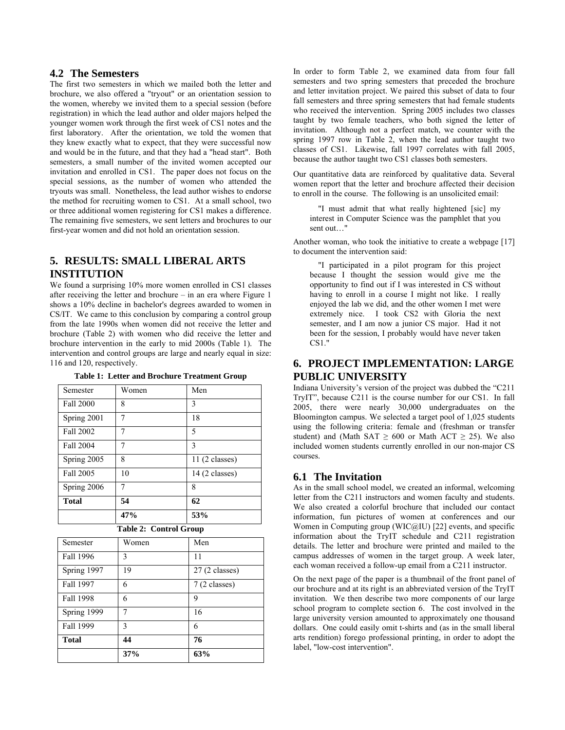### 4.2 The Semesters

The first two semesters in which we mailed both the letter and brochure, we also offered a "tryout" or an orientation session to the women, whereby we invited them to a special session (before registration) in which the lead author and older majors helped the younger women work through the first week of CS1 notes and the first laboratory. After the orientation, we told the women that they knew exactly what to expect, that they were successful now and would be in the future, and that they had a "head start". Both semesters, a small number of the invited women accepted our invitation and enrolled in CS1. The paper does not focus on the special sessions, as the number of women who attended the tryouts was small. Nonetheless, the lead author wishes to endorse the method for recruiting women to CS1. At a small school, two or three additional women registering for CS1 makes a difference. The remaining five semesters, we sent letters and brochures to our first-year women and did not hold an orientation session.

## 5. RESULTS: SMALL LIBERAL ARTS INSTITUTION

We found a surprising 10% more women enrolled in CS1 classes after receiving the letter and brochure – in an era where Figure 1 shows a 10% decline in bachelor's degrees awarded to women in CS/IT. We came to this conclusion by comparing a control group from the late 1990s when women did not receive the letter and brochure (Table 2) with women who did receive the letter and brochure intervention in the early to mid 2000s (Table 1). The intervention and control groups are large and nearly equal in size: 116 and 120, respectively.

**Table 1: Letter and Brochure Treatment Group**

| Semester | Women | Men |
|---|---|---|
| Fall 2000 | 8 | 3 |
| Spring 2001 | 7 | 18 |
| Fall 2002 | 7 | 5 |
| Fall 2004 | 7 | 3 |
| Spring 2005 | 8 | 11 (2 classes) |
| Fall 2005 | 10 | 14 (2 classes) |
| Spring 2006 | 7 | 8 |
| **Total** | **54** | **62** |
| | **47%** | **53%** |

**Table 2: Control Group**

| Semester | Women | Men |
|---|---|---|
| Fall 1996 | 3 | 11 |
| Spring 1997 | 19 | 27 (2 classes) |
| Fall 1997 | 6 | 7 (2 classes) |
| Fall 1998 | 6 | 9 |
| Spring 1999 | 7 | 16 |
| Fall 1999 | 3 | 6 |
| **Total** | **44** | **76** |
| | **37%** | **63%** |

In order to form Table 2, we examined data from four fall semesters and two spring semesters that preceded the brochure and letter invitation project. We paired this subset of data to four fall semesters and three spring semesters that had female students who received the intervention. Spring 2005 includes two classes taught by two female teachers, who both signed the letter of invitation. Although not a perfect match, we counter with the spring 1997 row in Table 2, when the lead author taught two classes of CS1. Likewise, fall 1997 correlates with fall 2005, because the author taught two CS1 classes both semesters.

Our quantitative data are reinforced by qualitative data. Several women report that the letter and brochure affected their decision to enroll in the course. The following is an unsolicited email:

> "I must admit that what really hightened [sic] my interest in Computer Science was the pamphlet that you sent out…"

Another woman, who took the initiative to create a webpage [17] to document the intervention said:

> "I participated in a pilot program for this project because I thought the session would give me the opportunity to find out if I was interested in CS without having to enroll in a course I might not like. I really enjoyed the lab we did, and the other women I met were extremely nice. I took CS2 with Gloria the next semester, and I am now a junior CS major. Had it not been for the session, I probably would have never taken CS1."

## 6. PROJECT IMPLEMENTATION: LARGE PUBLIC UNIVERSITY

Indiana University's version of the project was dubbed the "C211 TryIT", because C211 is the course number for our CS1. In fall 2005, there were nearly 30,000 undergraduates on the Bloomington campus. We selected a target pool of 1,025 students using the following criteria: female and (freshman or transfer student) and (Math SAT $\geq$ 600 or Math ACT $\geq$ 25). We also included women students currently enrolled in our non-major CS courses.

### 6.1 The Invitation

As in the small school model, we created an informal, welcoming letter from the C211 instructors and women faculty and students. We also created a colorful brochure that included our contact information, fun pictures of women at conferences and our Women in Computing group (WIC@IU) [22] events, and specific information about the TryIT schedule and C211 registration details. The letter and brochure were printed and mailed to the campus addresses of women in the target group. A week later, each woman received a follow-up email from a C211 instructor.

On the next page of the paper is a thumbnail of the front panel of our brochure and at its right is an abbreviated version of the TryIT invitation. We then describe two more components of our large school program to complete section 6. The cost involved in the large university version amounted to approximately one thousand dollars. One could easily omit t-shirts and (as in the small liberal arts rendition) forego professional printing, in order to adopt the label, "low-cost intervention".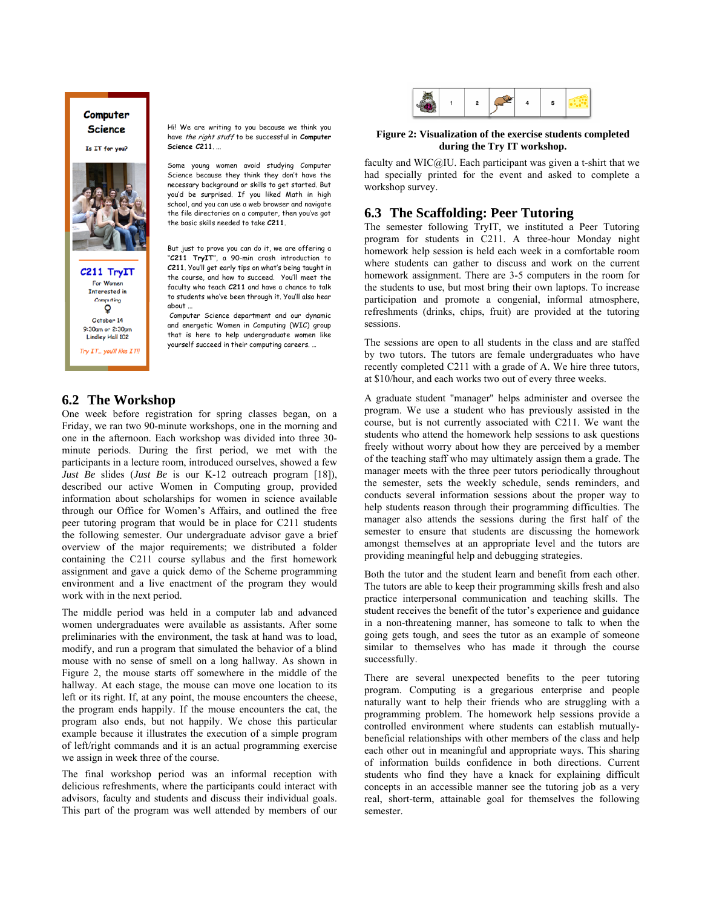**Computer Science**

**Is IT for you?**

**C211 TryIT**

For Women Interested in Computing

♀

October 14
9:30am or 2:30pm
Lindley Hall 102

*Try IT... you'll like IT!!*

Hi! We are writing to you because we think you have *the right stuff* to be successful in **Computer Science C211**. ...

Some young women avoid studying Computer Science because they think they don't have the necessary background or skills to get started. But you'd be surprised. If you liked Math in high school, and you can use a web browser and navigate the file directories on a computer, then you've got the basic skills needed to take **C211**.

But just to prove you can do it, we are offering a "**C211 TryIT**", a 90-min crash introduction to **C211**. You'll get early tips on what's being taught in the course, and how to succeed. You'll meet the faculty who teach **C211** and have a chance to talk to students who've been through it. You'll also hear about ...

Computer Science department and our dynamic and energetic Women in Computing (WIC) group that is here to help undergraduate women like yourself succeed in their computing careers. ...

## 6.2 The Workshop

One week before registration for spring classes began, on a Friday, we ran two 90-minute workshops, one in the morning and one in the afternoon. Each workshop was divided into three 30-minute periods. During the first period, we met with the participants in a lecture room, introduced ourselves, showed a few *Just Be* slides (*Just Be* is our K-12 outreach program [18]), described our active Women in Computing group, provided information about scholarships for women in science available through our Office for Women's Affairs, and outlined the free peer tutoring program that would be in place for C211 students the following semester. Our undergraduate advisor gave a brief overview of the major requirements; we distributed a folder containing the C211 course syllabus and the first homework assignment and gave a quick demo of the Scheme programming environment and a live enactment of the program they would work with in the next period.

The middle period was held in a computer lab and advanced women undergraduates were available as assistants. After some preliminaries with the environment, the task at hand was to load, modify, and run a program that simulated the behavior of a blind mouse with no sense of smell on a long hallway. As shown in Figure 2, the mouse starts off somewhere in the middle of the hallway. At each stage, the mouse can move one location to its left or its right. If, at any point, the mouse encounters the cheese, the program ends happily. If the mouse encounters the cat, the program also ends, but not happily. We chose this particular example because it illustrates the execution of a simple program of left/right commands and it is an actual programming exercise we assign in week three of the course.

The final workshop period was an informal reception with delicious refreshments, where the participants could interact with advisors, faculty and students and discuss their individual goals. This part of the program was well attended by members of our faculty and WIC@IU. Each participant was given a t-shirt that we had specially printed for the event and asked to complete a workshop survey.

| | 1 | 2 | | 4 | 5 | |
|---|---|---|---|---|---|---|

**Figure 2: Visualization of the exercise students completed during the Try IT workshop.**

## 6.3 The Scaffolding: Peer Tutoring

The semester following TryIT, we instituted a Peer Tutoring program for students in C211. A three-hour Monday night homework help session is held each week in a comfortable room where students can gather to discuss and work on the current homework assignment. There are 3-5 computers in the room for the students to use, but most bring their own laptops. To increase participation and promote a congenial, informal atmosphere, refreshments (drinks, chips, fruit) are provided at the tutoring sessions.

The sessions are open to all students in the class and are staffed by two tutors. The tutors are female undergraduates who have recently completed C211 with a grade of A. We hire three tutors, at $10/hour, and each works two out of every three weeks.

A graduate student "manager" helps administer and oversee the program. We use a student who has previously assisted in the course, but is not currently associated with C211. We want the students who attend the homework help sessions to ask questions freely without worry about how they are perceived by a member of the teaching staff who may ultimately assign them a grade. The manager meets with the three peer tutors periodically throughout the semester, sets the weekly schedule, sends reminders, and conducts several information sessions about the proper way to help students reason through their programming difficulties. The manager also attends the sessions during the first half of the semester to ensure that students are discussing the homework amongst themselves at an appropriate level and the tutors are providing meaningful help and debugging strategies.

Both the tutor and the student learn and benefit from each other. The tutors are able to keep their programming skills fresh and also practice interpersonal communication and teaching skills. The student receives the benefit of the tutor's experience and guidance in a non-threatening manner, has someone to talk to when the going gets tough, and sees the tutor as an example of someone similar to themselves who has made it through the course successfully.

There are several unexpected benefits to the peer tutoring program. Computing is a gregarious enterprise and people naturally want to help their friends who are struggling with a programming problem. The homework help sessions provide a controlled environment where students can establish mutually-beneficial relationships with other members of the class and help each other out in meaningful and appropriate ways. This sharing of information builds confidence in both directions. Current students who find they have a knack for explaining difficult concepts in an accessible manner see the tutoring job as a very real, short-term, attainable goal for themselves the following semester.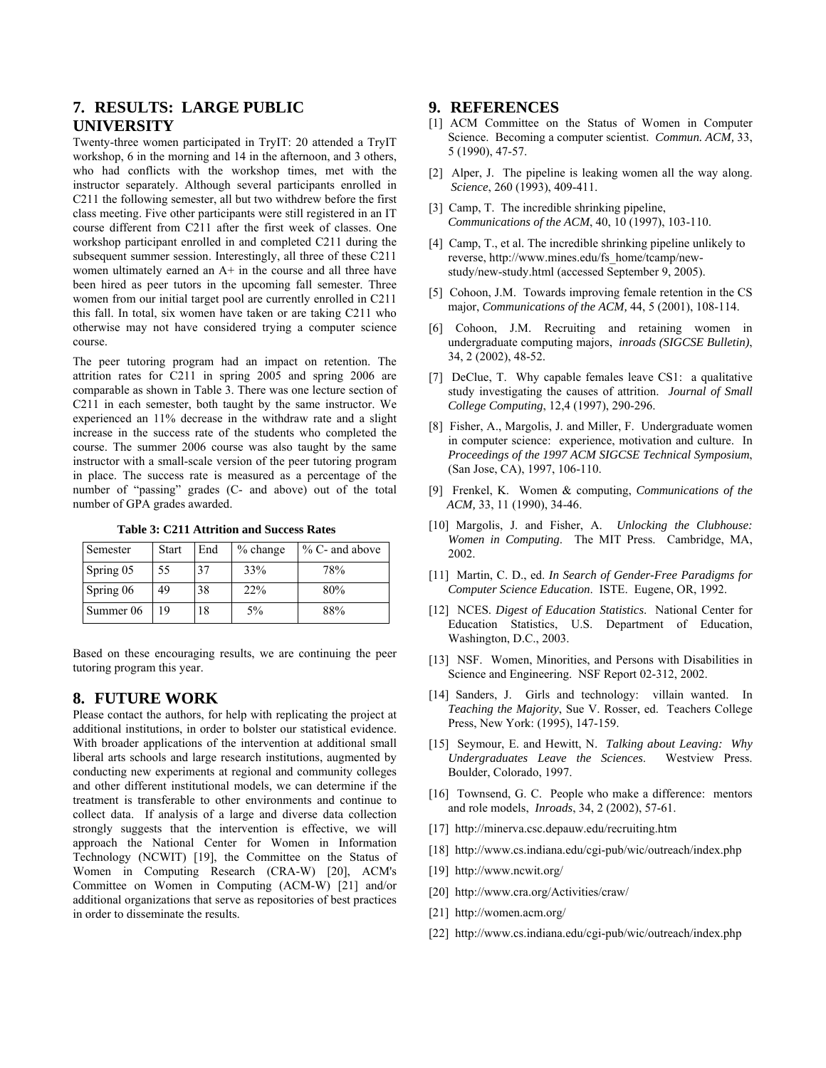## 7. RESULTS: LARGE PUBLIC UNIVERSITY

Twenty-three women participated in TryIT: 20 attended a TryIT workshop, 6 in the morning and 14 in the afternoon, and 3 others, who had conflicts with the workshop times, met with the instructor separately. Although several participants enrolled in C211 the following semester, all but two withdrew before the first class meeting. Five other participants were still registered in an IT course different from C211 after the first week of classes. One workshop participant enrolled in and completed C211 during the subsequent summer session. Interestingly, all three of these C211 women ultimately earned an A+ in the course and all three have been hired as peer tutors in the upcoming fall semester. Three women from our initial target pool are currently enrolled in C211 this fall. In total, six women have taken or are taking C211 who otherwise may not have considered trying a computer science course.

The peer tutoring program had an impact on retention. The attrition rates for C211 in spring 2005 and spring 2006 are comparable as shown in Table 3. There was one lecture section of C211 in each semester, both taught by the same instructor. We experienced an 11% decrease in the withdraw rate and a slight increase in the success rate of the students who completed the course. The summer 2006 course was also taught by the same instructor with a small-scale version of the peer tutoring program in place. The success rate is measured as a percentage of the number of "passing" grades (C- and above) out of the total number of GPA grades awarded.

**Table 3: C211 Attrition and Success Rates**

| Semester | Start | End | % change | % C- and above |
|---|---|---|---|---|
| Spring 05 | 55 | 37 | 33% | 78% |
| Spring 06 | 49 | 38 | 22% | 80% |
| Summer 06 | 19 | 18 | 5% | 88% |

Based on these encouraging results, we are continuing the peer tutoring program this year.

## 8. FUTURE WORK

Please contact the authors, for help with replicating the project at additional institutions, in order to bolster our statistical evidence. With broader applications of the intervention at additional small liberal arts schools and large research institutions, augmented by conducting new experiments at regional and community colleges and other different institutional models, we can determine if the treatment is transferable to other environments and continue to collect data. If analysis of a large and diverse data collection strongly suggests that the intervention is effective, we will approach the National Center for Women in Information Technology (NCWIT) [19], the Committee on the Status of Women in Computing Research (CRA-W) [20], ACM's Committee on Women in Computing (ACM-W) [21] and/or additional organizations that serve as repositories of best practices in order to disseminate the results.

## 9. REFERENCES

[1] ACM Committee on the Status of Women in Computer Science. Becoming a computer scientist. *Commun. ACM,* 33, 5 (1990), 47-57.

[2] Alper, J. The pipeline is leaking women all the way along. *Science*, 260 (1993), 409-411.

[3] Camp, T. The incredible shrinking pipeline, *Communications of the ACM*, 40, 10 (1997), 103-110.

[4] Camp, T., et al. The incredible shrinking pipeline unlikely to reverse, http://www.mines.edu/fs_home/tcamp/new-study/new-study.html (accessed September 9, 2005).

[5] Cohoon, J.M. Towards improving female retention in the CS major, *Communications of the ACM,* 44, 5 (2001), 108-114.

[6] Cohoon, J.M. Recruiting and retaining women in undergraduate computing majors, *inroads (SIGCSE Bulletin)*, 34, 2 (2002), 48-52.

[7] DeClue, T. Why capable females leave CS1: a qualitative study investigating the causes of attrition. *Journal of Small College Computing*, 12,4 (1997), 290-296.

[8] Fisher, A., Margolis, J. and Miller, F. Undergraduate women in computer science: experience, motivation and culture. In *Proceedings of the 1997 ACM SIGCSE Technical Symposium*, (San Jose, CA), 1997, 106-110.

[9] Frenkel, K. Women & computing, *Communications of the ACM,* 33, 11 (1990), 34-46.

[10] Margolis, J. and Fisher, A. *Unlocking the Clubhouse: Women in Computing*. The MIT Press. Cambridge, MA, 2002.

[11] Martin, C. D., ed. *In Search of Gender-Free Paradigms for Computer Science Education*. ISTE. Eugene, OR, 1992.

[12] NCES. *Digest of Education Statistics*. National Center for Education Statistics, U.S. Department of Education, Washington, D.C., 2003.

[13] NSF. Women, Minorities, and Persons with Disabilities in Science and Engineering. NSF Report 02-312, 2002.

[14] Sanders, J. Girls and technology: villain wanted. In *Teaching the Majority*, Sue V. Rosser, ed. Teachers College Press, New York: (1995), 147-159.

[15] Seymour, E. and Hewitt, N. *Talking about Leaving: Why Undergraduates Leave the Sciences*. Westview Press. Boulder, Colorado, 1997.

[16] Townsend, G. C. People who make a difference: mentors and role models, *Inroads*, 34, 2 (2002), 57-61.

[17] http://minerva.csc.depauw.edu/recruiting.htm

[18] http://www.cs.indiana.edu/cgi-pub/wic/outreach/index.php

[19] http://www.ncwit.org/

[20] http://www.cra.org/Activities/craw/

[21] http://women.acm.org/

[22] http://www.cs.indiana.edu/cgi-pub/wic/outreach/index.php